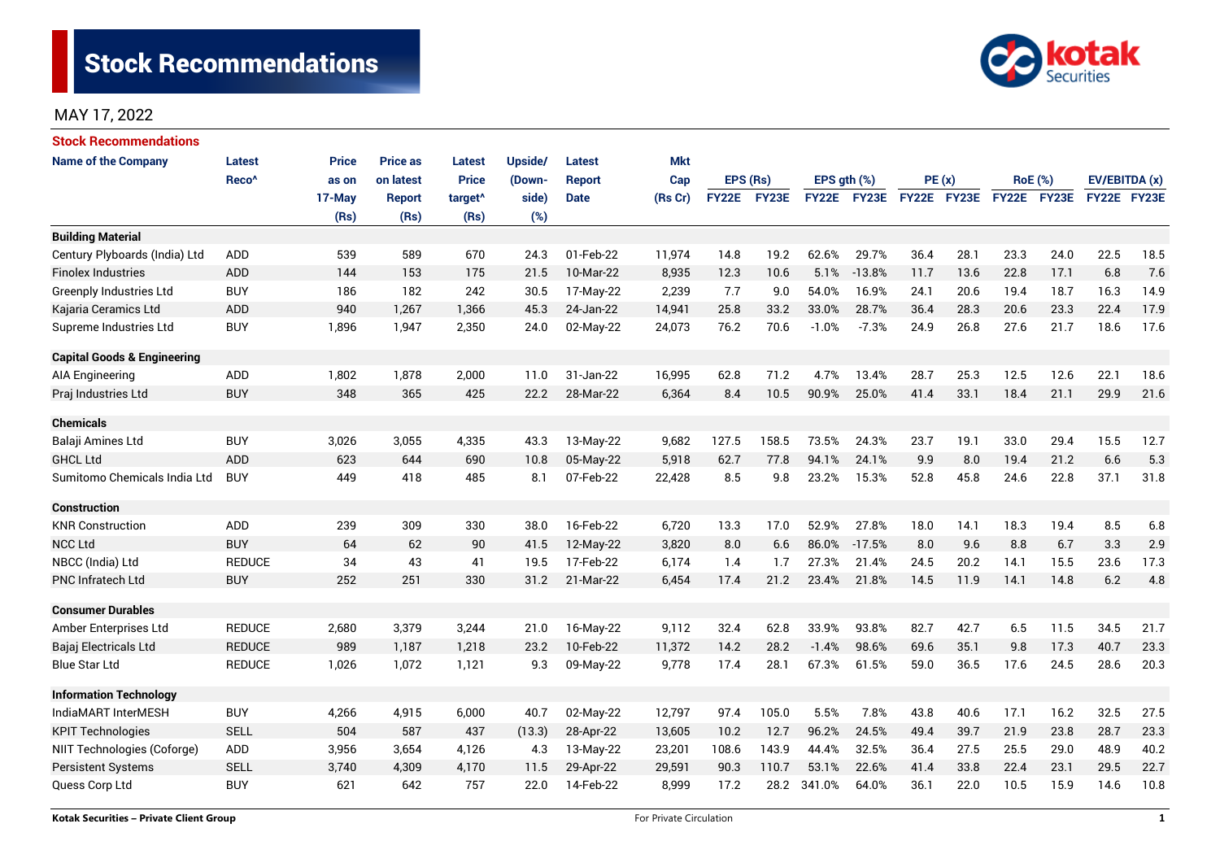# Stock Recommendations

MAY 17, 2022

## Stock Recommendations

| Name of the Company | Latest Reco^ | Price as on 17-May (Rs) | Price as on latest Report (Rs) | Latest Price target^ (Rs) | Upside/ (Down-side) (%) | Latest Report Date | Mkt Cap (Rs Cr) | EPS (Rs) | | EPS gth (%) | | PE (x) | | RoE (%) | | EV/EBITDA (x) | |
|---|---|---|---|---|---|---|---|---|---|---|---|---|---|---|---|---|---|
| | | | | | | | | FY22E | FY23E | FY22E | FY23E | FY22E | FY23E | FY22E | FY23E | FY22E | FY23E |
| **Building Material** | | | | | | | | | | | | | | | | | |
| Century Plyboards (India) Ltd | ADD | 539 | 589 | 670 | 24.3 | 01-Feb-22 | 11,974 | 14.8 | 19.2 | 62.6% | 29.7% | 36.4 | 28.1 | 23.3 | 24.0 | 22.5 | 18.5 |
| Finolex Industries | ADD | 144 | 153 | 175 | 21.5 | 10-Mar-22 | 8,935 | 12.3 | 10.6 | 5.1% | -13.8% | 11.7 | 13.6 | 22.8 | 17.1 | 6.8 | 7.6 |
| Greenply Industries Ltd | BUY | 186 | 182 | 242 | 30.5 | 17-May-22 | 2,239 | 7.7 | 9.0 | 54.0% | 16.9% | 24.1 | 20.6 | 19.4 | 18.7 | 16.3 | 14.9 |
| Kajaria Ceramics Ltd | ADD | 940 | 1,267 | 1,366 | 45.3 | 24-Jan-22 | 14,941 | 25.8 | 33.2 | 33.0% | 28.7% | 36.4 | 28.3 | 20.6 | 23.3 | 22.4 | 17.9 |
| Supreme Industries Ltd | BUY | 1,896 | 1,947 | 2,350 | 24.0 | 02-May-22 | 24,073 | 76.2 | 70.6 | -1.0% | -7.3% | 24.9 | 26.8 | 27.6 | 21.7 | 18.6 | 17.6 |
| **Capital Goods & Engineering** | | | | | | | | | | | | | | | | | |
| AIA Engineering | ADD | 1,802 | 1,878 | 2,000 | 11.0 | 31-Jan-22 | 16,995 | 62.8 | 71.2 | 4.7% | 13.4% | 28.7 | 25.3 | 12.5 | 12.6 | 22.1 | 18.6 |
| Praj Industries Ltd | BUY | 348 | 365 | 425 | 22.2 | 28-Mar-22 | 6,364 | 8.4 | 10.5 | 90.9% | 25.0% | 41.4 | 33.1 | 18.4 | 21.1 | 29.9 | 21.6 |
| **Chemicals** | | | | | | | | | | | | | | | | | |
| Balaji Amines Ltd | BUY | 3,026 | 3,055 | 4,335 | 43.3 | 13-May-22 | 9,682 | 127.5 | 158.5 | 73.5% | 24.3% | 23.7 | 19.1 | 33.0 | 29.4 | 15.5 | 12.7 |
| GHCL Ltd | ADD | 623 | 644 | 690 | 10.8 | 05-May-22 | 5,918 | 62.7 | 77.8 | 94.1% | 24.1% | 9.9 | 8.0 | 19.4 | 21.2 | 6.6 | 5.3 |
| Sumitomo Chemicals India Ltd | BUY | 449 | 418 | 485 | 8.1 | 07-Feb-22 | 22,428 | 8.5 | 9.8 | 23.2% | 15.3% | 52.8 | 45.8 | 24.6 | 22.8 | 37.1 | 31.8 |
| **Construction** | | | | | | | | | | | | | | | | | |
| KNR Construction | ADD | 239 | 309 | 330 | 38.0 | 16-Feb-22 | 6,720 | 13.3 | 17.0 | 52.9% | 27.8% | 18.0 | 14.1 | 18.3 | 19.4 | 8.5 | 6.8 |
| NCC Ltd | BUY | 64 | 62 | 90 | 41.5 | 12-May-22 | 3,820 | 8.0 | 6.6 | 86.0% | -17.5% | 8.0 | 9.6 | 8.8 | 6.7 | 3.3 | 2.9 |
| NBCC (India) Ltd | REDUCE | 34 | 43 | 41 | 19.5 | 17-Feb-22 | 6,174 | 1.4 | 1.7 | 27.3% | 21.4% | 24.5 | 20.2 | 14.1 | 15.5 | 23.6 | 17.3 |
| PNC Infratech Ltd | BUY | 252 | 251 | 330 | 31.2 | 21-Mar-22 | 6,454 | 17.4 | 21.2 | 23.4% | 21.8% | 14.5 | 11.9 | 14.1 | 14.8 | 6.2 | 4.8 |
| **Consumer Durables** | | | | | | | | | | | | | | | | | |
| Amber Enterprises Ltd | REDUCE | 2,680 | 3,379 | 3,244 | 21.0 | 16-May-22 | 9,112 | 32.4 | 62.8 | 33.9% | 93.8% | 82.7 | 42.7 | 6.5 | 11.5 | 34.5 | 21.7 |
| Bajaj Electricals Ltd | REDUCE | 989 | 1,187 | 1,218 | 23.2 | 10-Feb-22 | 11,372 | 14.2 | 28.2 | -1.4% | 98.6% | 69.6 | 35.1 | 9.8 | 17.3 | 40.7 | 23.3 |
| Blue Star Ltd | REDUCE | 1,026 | 1,072 | 1,121 | 9.3 | 09-May-22 | 9,778 | 17.4 | 28.1 | 67.3% | 61.5% | 59.0 | 36.5 | 17.6 | 24.5 | 28.6 | 20.3 |
| **Information Technology** | | | | | | | | | | | | | | | | | |
| IndiaMART InterMESH | BUY | 4,266 | 4,915 | 6,000 | 40.7 | 02-May-22 | 12,797 | 97.4 | 105.0 | 5.5% | 7.8% | 43.8 | 40.6 | 17.1 | 16.2 | 32.5 | 27.5 |
| KPIT Technologies | SELL | 504 | 587 | 437 | (13.3) | 28-Apr-22 | 13,605 | 10.2 | 12.7 | 96.2% | 24.5% | 49.4 | 39.7 | 21.9 | 23.8 | 28.7 | 23.3 |
| NIIT Technologies (Coforge) | ADD | 3,956 | 3,654 | 4,126 | 4.3 | 13-May-22 | 23,201 | 108.6 | 143.9 | 44.4% | 32.5% | 36.4 | 27.5 | 25.5 | 29.0 | 48.9 | 40.2 |
| Persistent Systems | SELL | 3,740 | 4,309 | 4,170 | 11.5 | 29-Apr-22 | 29,591 | 90.3 | 110.7 | 53.1% | 22.6% | 41.4 | 33.8 | 22.4 | 23.1 | 29.5 | 22.7 |
| Quess Corp Ltd | BUY | 621 | 642 | 757 | 22.0 | 14-Feb-22 | 8,999 | 17.2 | 28.2 | 341.0% | 64.0% | 36.1 | 22.0 | 10.5 | 15.9 | 14.6 | 10.8 |

Kotak Securities – Private Client Group

For Private Circulation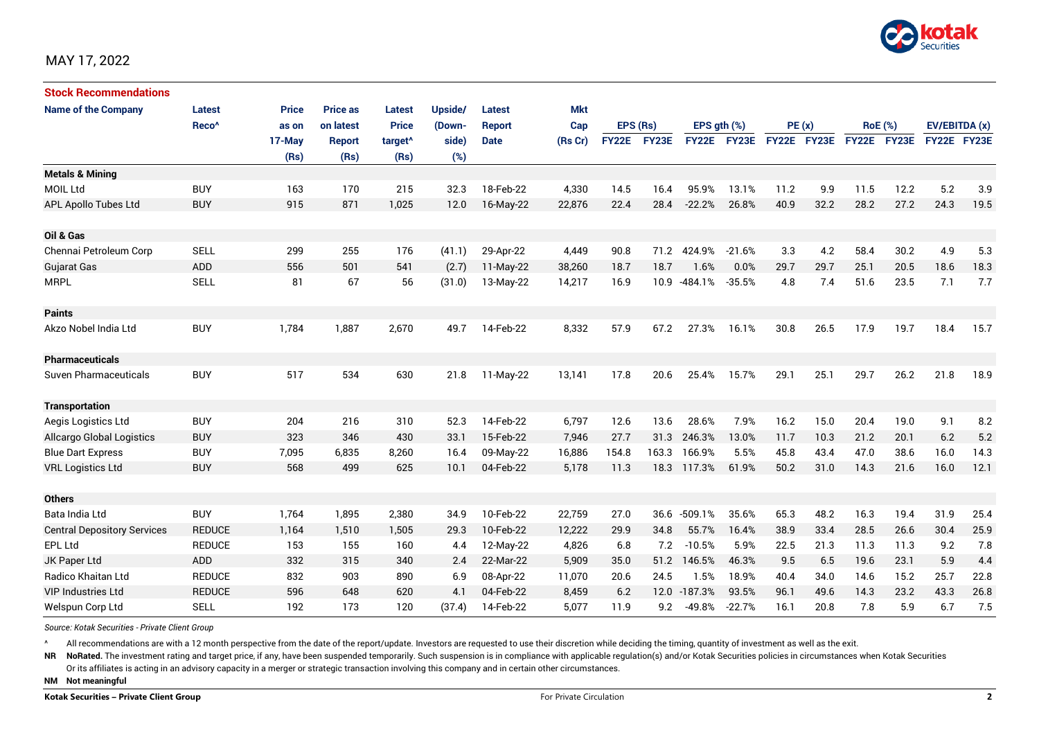MAY 17, 2022

## Stock Recommendations

| Name of the Company | Latest Reco^ | Price as on 17-May (Rs) | Price as on latest Report (Rs) | Latest Price target^ (Rs) | Upside/ (Down-side) (%) | Latest Report Date | Mkt Cap (Rs Cr) | EPS (Rs) | | EPS gth (%) | | PE (x) | | RoE (%) | | EV/EBITDA (x) | |
|---|---|---|---|---|---|---|---|---|---|---|---|---|---|---|---|---|---|
| | | | | | | | | FY22E | FY23E | FY22E | FY23E | FY22E | FY23E | FY22E | FY23E | FY22E | FY23E |
| **Metals & Mining** | | | | | | | | | | | | | | | | | |
| MOIL Ltd | BUY | 163 | 170 | 215 | 32.3 | 18-Feb-22 | 4,330 | 14.5 | 16.4 | 95.9% | 13.1% | 11.2 | 9.9 | 11.5 | 12.2 | 5.2 | 3.9 |
| APL Apollo Tubes Ltd | BUY | 915 | 871 | 1,025 | 12.0 | 16-May-22 | 22,876 | 22.4 | 28.4 | -22.2% | 26.8% | 40.9 | 32.2 | 28.2 | 27.2 | 24.3 | 19.5 |
| **Oil & Gas** | | | | | | | | | | | | | | | | | |
| Chennai Petroleum Corp | SELL | 299 | 255 | 176 | (41.1) | 29-Apr-22 | 4,449 | 90.8 | 71.2 | 424.9% | -21.6% | 3.3 | 4.2 | 58.4 | 30.2 | 4.9 | 5.3 |
| Gujarat Gas | ADD | 556 | 501 | 541 | (2.7) | 11-May-22 | 38,260 | 18.7 | 18.7 | 1.6% | 0.0% | 29.7 | 29.7 | 25.1 | 20.5 | 18.6 | 18.3 |
| MRPL | SELL | 81 | 67 | 56 | (31.0) | 13-May-22 | 14,217 | 16.9 | 10.9 | -484.1% | -35.5% | 4.8 | 7.4 | 51.6 | 23.5 | 7.1 | 7.7 |
| **Paints** | | | | | | | | | | | | | | | | | |
| Akzo Nobel India Ltd | BUY | 1,784 | 1,887 | 2,670 | 49.7 | 14-Feb-22 | 8,332 | 57.9 | 67.2 | 27.3% | 16.1% | 30.8 | 26.5 | 17.9 | 19.7 | 18.4 | 15.7 |
| **Pharmaceuticals** | | | | | | | | | | | | | | | | | |
| Suven Pharmaceuticals | BUY | 517 | 534 | 630 | 21.8 | 11-May-22 | 13,141 | 17.8 | 20.6 | 25.4% | 15.7% | 29.1 | 25.1 | 29.7 | 26.2 | 21.8 | 18.9 |
| **Transportation** | | | | | | | | | | | | | | | | | |
| Aegis Logistics Ltd | BUY | 204 | 216 | 310 | 52.3 | 14-Feb-22 | 6,797 | 12.6 | 13.6 | 28.6% | 7.9% | 16.2 | 15.0 | 20.4 | 19.0 | 9.1 | 8.2 |
| Allcargo Global Logistics | BUY | 323 | 346 | 430 | 33.1 | 15-Feb-22 | 7,946 | 27.7 | 31.3 | 246.3% | 13.0% | 11.7 | 10.3 | 21.2 | 20.1 | 6.2 | 5.2 |
| Blue Dart Express | BUY | 7,095 | 6,835 | 8,260 | 16.4 | 09-May-22 | 16,886 | 154.8 | 163.3 | 166.9% | 5.5% | 45.8 | 43.4 | 47.0 | 38.6 | 16.0 | 14.3 |
| VRL Logistics Ltd | BUY | 568 | 499 | 625 | 10.1 | 04-Feb-22 | 5,178 | 11.3 | 18.3 | 117.3% | 61.9% | 50.2 | 31.0 | 14.3 | 21.6 | 16.0 | 12.1 |
| **Others** | | | | | | | | | | | | | | | | | |
| Bata India Ltd | BUY | 1,764 | 1,895 | 2,380 | 34.9 | 10-Feb-22 | 22,759 | 27.0 | 36.6 | -509.1% | 35.6% | 65.3 | 48.2 | 16.3 | 19.4 | 31.9 | 25.4 |
| Central Depository Services | REDUCE | 1,164 | 1,510 | 1,505 | 29.3 | 10-Feb-22 | 12,222 | 29.9 | 34.8 | 55.7% | 16.4% | 38.9 | 33.4 | 28.5 | 26.6 | 30.4 | 25.9 |
| EPL Ltd | REDUCE | 153 | 155 | 160 | 4.4 | 12-May-22 | 4,826 | 6.8 | 7.2 | -10.5% | 5.9% | 22.5 | 21.3 | 11.3 | 11.3 | 9.2 | 7.8 |
| JK Paper Ltd | ADD | 332 | 315 | 340 | 2.4 | 22-Mar-22 | 5,909 | 35.0 | 51.2 | 146.5% | 46.3% | 9.5 | 6.5 | 19.6 | 23.1 | 5.9 | 4.4 |
| Radico Khaitan Ltd | REDUCE | 832 | 903 | 890 | 6.9 | 08-Apr-22 | 11,070 | 20.6 | 24.5 | 1.5% | 18.9% | 40.4 | 34.0 | 14.6 | 15.2 | 25.7 | 22.8 |
| VIP Industries Ltd | REDUCE | 596 | 648 | 620 | 4.1 | 04-Feb-22 | 8,459 | 6.2 | 12.0 | -187.3% | 93.5% | 96.1 | 49.6 | 14.3 | 23.2 | 43.3 | 26.8 |
| Welspun Corp Ltd | SELL | 192 | 173 | 120 | (37.4) | 14-Feb-22 | 5,077 | 11.9 | 9.2 | -49.8% | -22.7% | 16.1 | 20.8 | 7.8 | 5.9 | 6.7 | 7.5 |

*Source: Kotak Securities - Private Client Group*

^ All recommendations are with a 12 month perspective from the date of the report/update. Investors are requested to use their discretion while deciding the timing, quantity of investment as well as the exit.

**NR NoRated.** The investment rating and target price, if any, have been suspended temporarily. Such suspension is in compliance with applicable regulation(s) and/or Kotak Securities policies in circumstances when Kotak Securities Or its affiliates is acting in an advisory capacity in a merger or strategic transaction involving this company and in certain other circumstances.

**NM Not meaningful**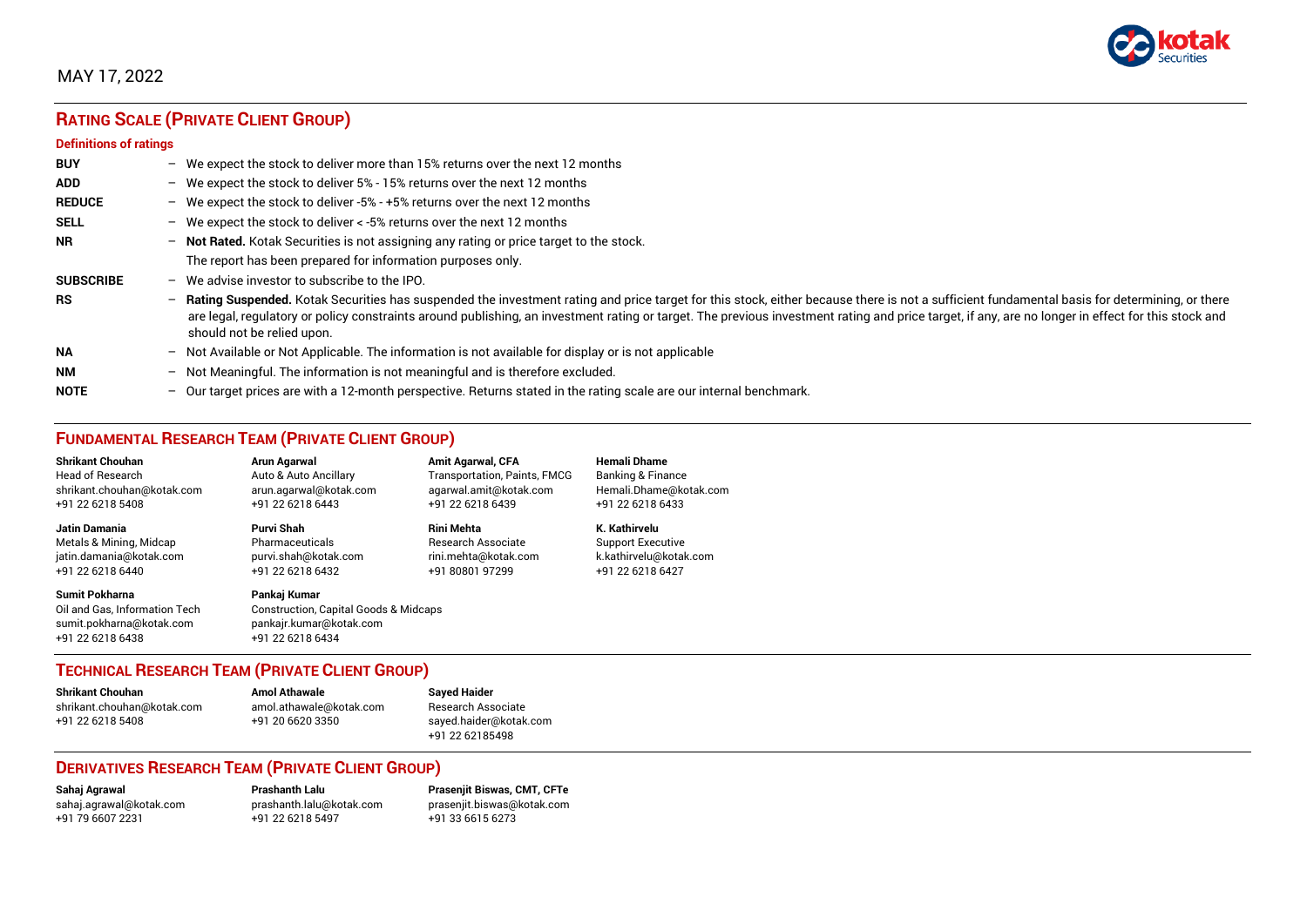MAY 17, 2022

## RATING SCALE (PRIVATE CLIENT GROUP)

### Definitions of ratings

| | | |
|---|---|---|
| **BUY** | – | We expect the stock to deliver more than 15% returns over the next 12 months |
| **ADD** | – | We expect the stock to deliver 5% - 15% returns over the next 12 months |
| **REDUCE** | – | We expect the stock to deliver -5% - +5% returns over the next 12 months |
| **SELL** | – | We expect the stock to deliver < -5% returns over the next 12 months |
| **NR** | – | **Not Rated.** Kotak Securities is not assigning any rating or price target to the stock. The report has been prepared for information purposes only. |
| **SUBSCRIBE** | – | We advise investor to subscribe to the IPO. |
| **RS** | – | **Rating Suspended.** Kotak Securities has suspended the investment rating and price target for this stock, either because there is not a sufficient fundamental basis for determining, or there are legal, regulatory or policy constraints around publishing, an investment rating or target. The previous investment rating and price target, if any, are no longer in effect for this stock and should not be relied upon. |
| **NA** | – | Not Available or Not Applicable. The information is not available for display or is not applicable |
| **NM** | – | Not Meaningful. The information is not meaningful and is therefore excluded. |
| **NOTE** | – | Our target prices are with a 12-month perspective. Returns stated in the rating scale are our internal benchmark. |

## FUNDAMENTAL RESEARCH TEAM (PRIVATE CLIENT GROUP)

**Shrikant Chouhan**
Head of Research
shrikant.chouhan@kotak.com
+91 22 6218 5408

**Arun Agarwal**
Auto & Auto Ancillary
arun.agarwal@kotak.com
+91 22 6218 6443

**Amit Agarwal, CFA**
Transportation, Paints, FMCG
agarwal.amit@kotak.com
+91 22 6218 6439

**Hemali Dhame**
Banking & Finance
Hemali.Dhame@kotak.com
+91 22 6218 6433

**Jatin Damania**
Metals & Mining, Midcap
jatin.damania@kotak.com
+91 22 6218 6440

**Purvi Shah**
Pharmaceuticals
purvi.shah@kotak.com
+91 22 6218 6432

**Rini Mehta**
Research Associate
rini.mehta@kotak.com
+91 80801 97299

**K. Kathirvelu**
Support Executive
k.kathirvelu@kotak.com
+91 22 6218 6427

**Sumit Pokharna**
Oil and Gas, Information Tech
sumit.pokharna@kotak.com
+91 22 6218 6438

**Pankaj Kumar**
Construction, Capital Goods & Midcaps
pankajr.kumar@kotak.com
+91 22 6218 6434

## TECHNICAL RESEARCH TEAM (PRIVATE CLIENT GROUP)

**Shrikant Chouhan**
shrikant.chouhan@kotak.com
+91 22 6218 5408

**Amol Athawale**
amol.athawale@kotak.com
+91 20 6620 3350

**Sayed Haider**
Research Associate
sayed.haider@kotak.com
+91 22 62185498

## DERIVATIVES RESEARCH TEAM (PRIVATE CLIENT GROUP)

**Sahaj Agrawal**
sahaj.agrawal@kotak.com
+91 79 6607 2231

**Prashanth Lalu**
prashanth.lalu@kotak.com
+91 22 6218 5497

**Prasenjit Biswas, CMT, CFTe**
prasenjit.biswas@kotak.com
+91 33 6615 6273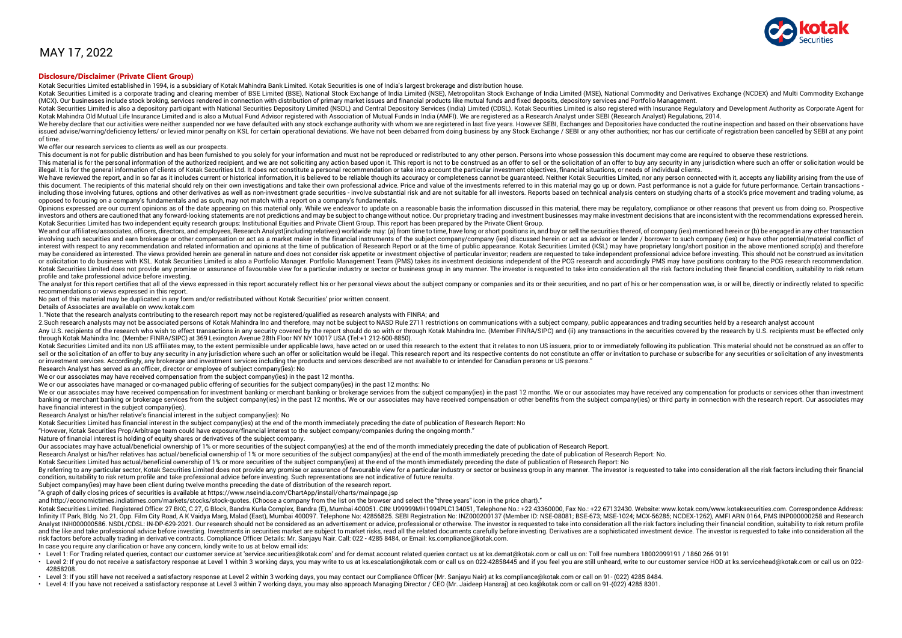MAY 17, 2022

**Disclosure/Disclaimer (Private Client Group)**

Kotak Securities Limited established in 1994, is a subsidiary of Kotak Mahindra Bank Limited. Kotak Securities is one of India's largest brokerage and distribution house.

Kotak Securities Limited is a corporate trading and clearing member of BSE Limited (BSE), National Stock Exchange of India Limited (NSE), Metropolitan Stock Exchange of India Limited (MSE), National Commodity and Derivatives Exchange (NCDEX) and Multi Commodity Exchange (MCX). Our businesses include stock broking, services rendered in connection with distribution of primary market issues and financial products like mutual funds and fixed deposits, depository services and Portfolio Management.

Kotak Securities Limited is also a depository participant with National Securities Depository Limited (NSDL) and Central Depository Services (India) Limited (CDSL). Kotak Securities Limited is also registered with Insurance Regulatory and Development Authority as Corporate Agent for Kotak Mahindra Old Mutual Life Insurance Limited and is also a Mutual Fund Advisor registered with Association of Mutual Funds in India (AMFI). We are registered as a Research Analyst under SEBI (Research Analyst) Regulations, 2014.

We hereby declare that our activities were neither suspended nor we have defaulted with any stock exchange authority with whom we are registered in last five years. However SEBI, Exchanges and Depositories have conducted the routine inspection and based on their observations have issued advise/warning/deficiency letters/ or levied minor penalty on KSL for certain operational deviations. We have not been debarred from doing business by any Stock Exchange / SEBI or any other authorities; nor has our certificate of registration been cancelled by SEBI at any point of time.

We offer our research services to clients as well as our prospects.

This document is not for public distribution and has been furnished to you solely for your information and must not be reproduced or redistributed to any other person. Persons into whose possession this document may come are required to observe these restrictions.

This material is for the personal information of the authorized recipient, and we are not soliciting any action based upon it. This report is not to be construed as an offer to sell or the solicitation of an offer to buy any security in any jurisdiction where such an offer or solicitation would be illegal. It is for the general information of clients of Kotak Securities Ltd. It does not constitute a personal recommendation or take into account the particular investment objectives, financial situations, or needs of individual clients.

We have reviewed the report, and in so far as it includes current or historical information, it is believed to be reliable though its accuracy or completeness cannot be guaranteed. Neither Kotak Securities Limited, nor any person connected with it, accepts any liability arising from the use of this document. The recipients of this material should rely on their own investigations and take their own professional advice. Price and value of the investments referred to in this material may go up or down. Past performance is not a guide for future performance. Certain transactions - including those involving futures, options and other derivatives as well as non-investment grade securities - involve substantial risk and are not suitable for all investors. Reports based on technical analysis centers on studying charts of a stock's price movement and trading volume, as opposed to focusing on a company's fundamentals and as such, may not match with a report on a company's fundamentals.

Opinions expressed are our current opinions as of the date appearing on this material only. While we endeavor to update on a reasonable basis the information discussed in this material, there may be regulatory, compliance or other reasons that prevent us from doing so. Prospective investors and others are cautioned that any forward-looking statements are not predictions and may be subject to change without notice. Our proprietary trading and investment businesses may make investment decisions that are inconsistent with the recommendations expressed herein. Kotak Securities Limited has two independent equity research groups: Institutional Equities and Private Client Group. This report has been prepared by the Private Client Group.

We and our affiliates/associates, officers, directors, and employees, Research Analyst(including relatives) worldwide may: (a) from time to time, have long or short positions in, and buy or sell the securities thereof, of company (ies) mentioned herein or (b) be engaged in any other transaction involving such securities and earn brokerage or other compensation or act as a market maker in the financial instruments of the subject company/company (ies) discussed herein or act as advisor or lender / borrower to such company (ies) or have other potential/material conflict of interest with respect to any recommendation and related information and opinions at the time of publication of Research Report or at the time of public appearance. Kotak Securities Limited (KSL) may have proprietary long/short position in the above mentioned scrip(s) and therefore may be considered as interested. The views provided herein are general in nature and does not consider risk appetite or investment objective of particular investor; readers are requested to take independent professional advice before investing. This should not be construed as invitation or solicitation to do business with KSL. Kotak Securities Limited is also a Portfolio Manager. Portfolio Management Team (PMS) takes its investment decisions independent of the PCG research and accordingly PMS may have positions contrary to the PCG research recommendation. Kotak Securities Limited does not provide any promise or assurance of favourable view for a particular industry or sector or business group in any manner. The investor is requested to take into consideration all the risk factors including their financial condition, suitability to risk return profile and take professional advice before investing.

The analyst for this report certifies that all of the views expressed in this report accurately reflect his or her personal views about the subject company or companies and its or their securities, and no part of his or her compensation was, is or will be, directly or indirectly related to specific recommendations or views expressed in this report.

No part of this material may be duplicated in any form and/or redistributed without Kotak Securities' prior written consent.

Details of Associates are available on www.kotak.com

1."Note that the research analysts contributing to the research report may not be registered/qualified as research analysts with FINRA; and

2.Such research analysts may not be associated persons of Kotak Mahindra Inc and therefore, may not be subject to NASD Rule 2711 restrictions on communications with a subject company, public appearances and trading securities held by a research analyst account

Any U.S. recipients of the research who wish to effect transactions in any security covered by the report should do so with or through Kotak Mahindra Inc. (Member FINRA/SIPC) and (ii) any transactions in the securities covered by the research by U.S. recipients must be effected only through Kotak Mahindra Inc. (Member FINRA/SIPC) at 369 Lexington Avenue 28th Floor NY NY 10017 USA (Tel:+1 212-600-8850).

Kotak Securities Limited and its non US affiliates may, to the extent permissible under applicable laws, have acted on or used this research to the extent that it relates to non US issuers, prior to or immediately following its publication. This material should not be construed as an offer to sell or the solicitation of an offer to buy any security in any jurisdiction where such an offer or solicitation would be illegal. This research report and its respective contents do not constitute an offer or invitation to purchase or subscribe for any securities or solicitation of any investments or investment services. Accordingly, any brokerage and investment services including the products and services described are not available to or intended for Canadian persons or US persons."

Research Analyst has served as an officer, director or employee of subject company(ies): No

We or our associates may have received compensation from the subject company(ies) in the past 12 months.

We or our associates have managed or co-managed public offering of securities for the subject company(ies) in the past 12 months: No

We or our associates may have received compensation for investment banking or merchant banking or brokerage services from the subject company(ies) in the past 12 months. We or our associates may have received any compensation for products or services other than investment banking or merchant banking or brokerage services from the subject company(ies) in the past 12 months. We or our associates may have received compensation or other benefits from the subject company(ies) or third party in connection with the research report. Our associates may have financial interest in the subject company(ies).

Research Analyst or his/her relative's financial interest in the subject company(ies): No

Kotak Securities Limited has financial interest in the subject company(ies) at the end of the month immediately preceding the date of publication of Research Report: No

"However, Kotak Securities Prop/Arbitrage team could have exposure/financial interest to the subject company/companies during the ongoing month."

Nature of financial interest is holding of equity shares or derivatives of the subject company.

Our associates may have actual/beneficial ownership of 1% or more securities of the subject company(ies) at the end of the month immediately preceding the date of publication of Research Report.

Research Analyst or his/her relatives has actual/beneficial ownership of 1% or more securities of the subject company(ies) at the end of the month immediately preceding the date of publication of Research Report: No.

Kotak Securities Limited has actual/beneficial ownership of 1% or more securities of the subject company(ies) at the end of the month immediately preceding the date of publication of Research Report: No

By referring to any particular sector, Kotak Securities Limited does not provide any promise or assurance of favourable view for a particular industry or sector or business group in any manner. The investor is requested to take into consideration all the risk factors including their financial condition, suitability to risk return profile and take professional advice before investing. Such representations are not indicative of future results.

Subject company(ies) may have been client during twelve months preceding the date of distribution of the research report.

"A graph of daily closing prices of securities is available at https://www.nseindia.com/ChartApp/install/charts/mainpage.jsp

and http://economictimes.indiatimes.com/markets/stocks/stock-quotes. (Choose a company from the list on the browser and select the "three years" icon in the price chart)."

Kotak Securities Limited. Registered Office: 27 BKC, C 27, G Block, Bandra Kurla Complex, Bandra (E), Mumbai 400051. CIN: U99999MH1994PLC134051, Telephone No.: +22 43360000, Fax No.: +22 67132430. Website: www.kotak.com/www.kotaksecurities.com. Correspondence Address: Infinity IT Park, Bldg. No 21, Opp. Film City Road, A K Vaidya Marg, Malad (East), Mumbai 400097. Telephone No: 42856825. SEBI Registration No: INZ000200137 (Member ID: NSE-08081; BSE-673; MSE-1024; MCX-56285; NCDEX-1262), AMFI ARN 0164, PMS INP000000258 and Research Analyst INH000000586. NSDL/CDSL: IN-DP-629-2021. Our research should not be considered as an advertisement or advice, professional or otherwise. The investor is requested to take into consideration all the risk factors including their financial condition, suitability to risk return profile and the like and take professional advice before investing. Investments in securities market are subject to market risks, read all the related documents carefully before investing. Derivatives are a sophisticated investment device. The investor is requested to take into consideration all the risk factors before actually trading in derivative contracts. Compliance Officer Details: Mr. Sanjayu Nair. Call: 022 - 4285 8484, or Email: ks.compliance@kotak.com.

In case you require any clarification or have any concern, kindly write to us at below email ids:

- Level 1: For Trading related queries, contact our customer service at 'service.securities@kotak.com' and for demat account related queries contact us at ks.demat@kotak.com or call us on: Toll free numbers 18002099191 / 1860 266 9191
- Level 2: If you do not receive a satisfactory response at Level 1 within 3 working days, you may write to us at ks.escalation@kotak.com or call us on 022-42858445 and if you feel you are still unheard, write to our customer service HOD at ks.servicehead@kotak.com or call us on 022-42858208.
- Level 3: If you still have not received a satisfactory response at Level 2 within 3 working days, you may contact our Compliance Officer (Mr. Sanjayu Nair) at ks.compliance@kotak.com or call on 91- (022) 4285 8484.
- Level 4: If you have not received a satisfactory response at Level 3 within 7 working days, you may also approach Managing Director / CEO (Mr. Jaideep Hansraj) at ceo.ks@kotak.com or call on 91-(022) 4285 8301.